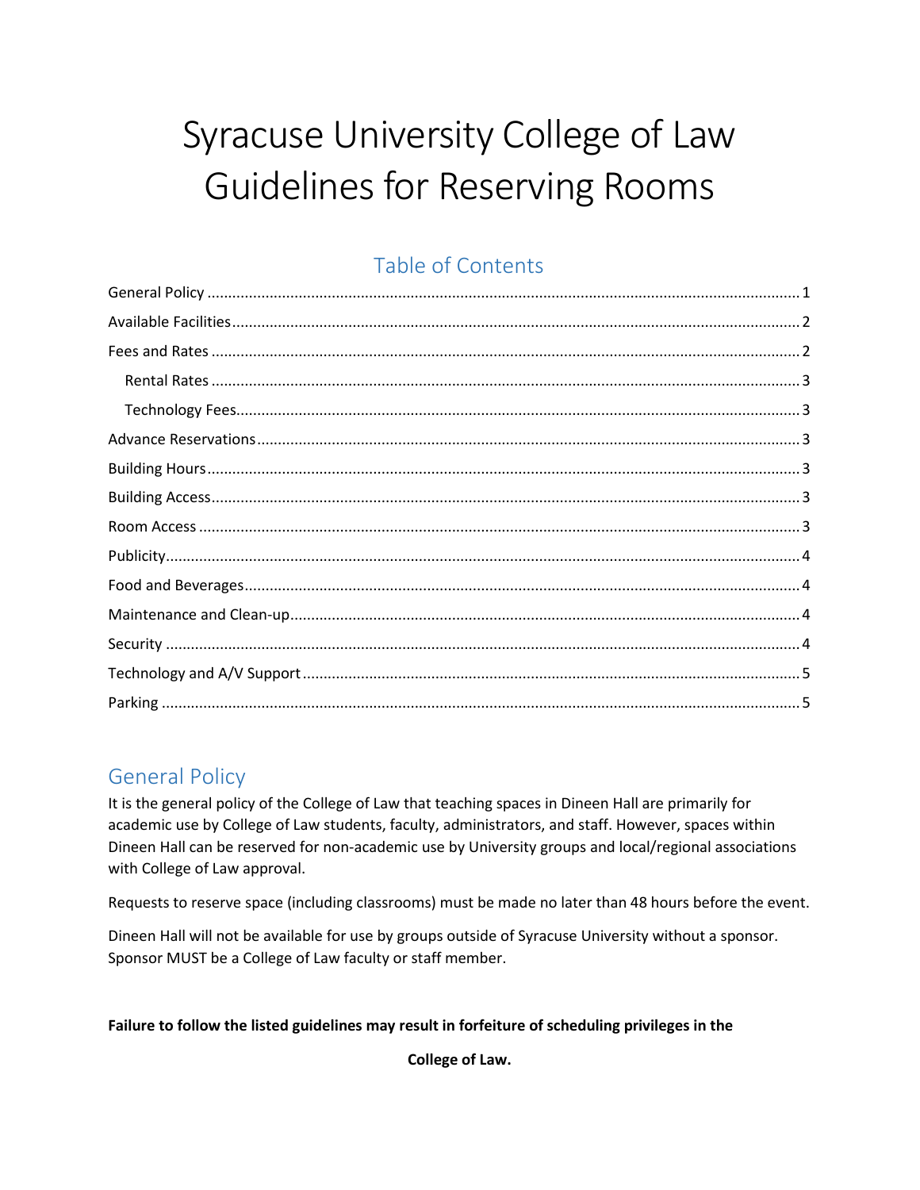# Syracuse University College of Law Guidelines for Reserving Rooms

## Table of Contents

- General Policy ..... 1
- Available Facilities ..... 2
- Fees and Rates ..... 2
  - Rental Rates ..... 3
  - Technology Fees ..... 3
- Advance Reservations ..... 3
- Building Hours ..... 3
- Building Access ..... 3
- Room Access ..... 3
- Publicity ..... 4
- Food and Beverages ..... 4
- Maintenance and Clean-up ..... 4
- Security ..... 4
- Technology and A/V Support ..... 5
- Parking ..... 5

## General Policy

It is the general policy of the College of Law that teaching spaces in Dineen Hall are primarily for academic use by College of Law students, faculty, administrators, and staff. However, spaces within Dineen Hall can be reserved for non-academic use by University groups and local/regional associations with College of Law approval.

Requests to reserve space (including classrooms) must be made no later than 48 hours before the event.

Dineen Hall will not be available for use by groups outside of Syracuse University without a sponsor. Sponsor MUST be a College of Law faculty or staff member.

**Failure to follow the listed guidelines may result in forfeiture of scheduling privileges in the College of Law.**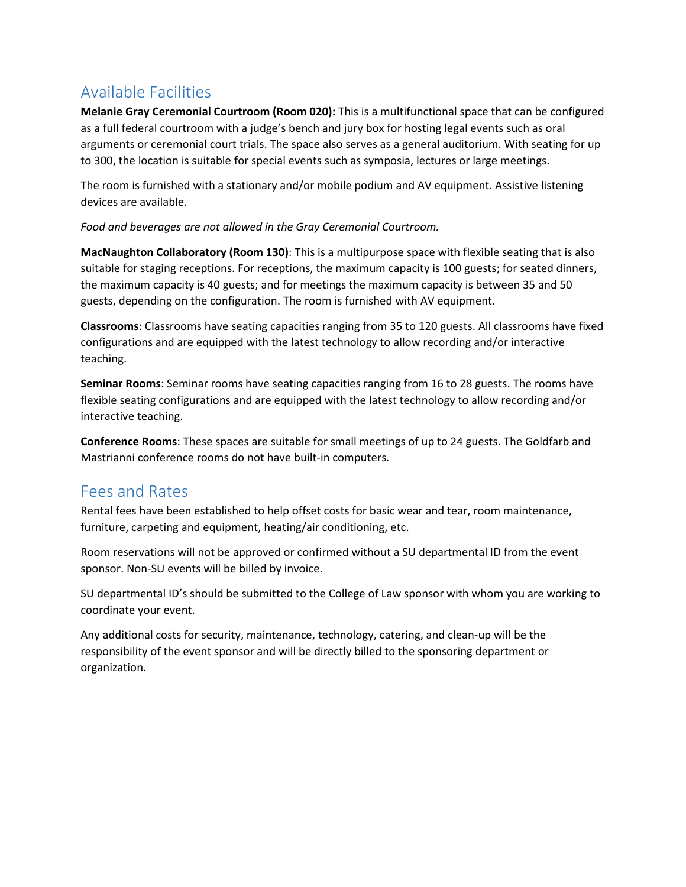## Available Facilities

**Melanie Gray Ceremonial Courtroom (Room 020):** This is a multifunctional space that can be configured as a full federal courtroom with a judge's bench and jury box for hosting legal events such as oral arguments or ceremonial court trials. The space also serves as a general auditorium. With seating for up to 300, the location is suitable for special events such as symposia, lectures or large meetings.

The room is furnished with a stationary and/or mobile podium and AV equipment. Assistive listening devices are available.

*Food and beverages are not allowed in the Gray Ceremonial Courtroom.*

**MacNaughton Collaboratory (Room 130)**: This is a multipurpose space with flexible seating that is also suitable for staging receptions. For receptions, the maximum capacity is 100 guests; for seated dinners, the maximum capacity is 40 guests; and for meetings the maximum capacity is between 35 and 50 guests, depending on the configuration. The room is furnished with AV equipment.

**Classrooms**: Classrooms have seating capacities ranging from 35 to 120 guests. All classrooms have fixed configurations and are equipped with the latest technology to allow recording and/or interactive teaching.

**Seminar Rooms**: Seminar rooms have seating capacities ranging from 16 to 28 guests. The rooms have flexible seating configurations and are equipped with the latest technology to allow recording and/or interactive teaching.

**Conference Rooms**: These spaces are suitable for small meetings of up to 24 guests. The Goldfarb and Mastrianni conference rooms do not have built-in computers.

## Fees and Rates

Rental fees have been established to help offset costs for basic wear and tear, room maintenance, furniture, carpeting and equipment, heating/air conditioning, etc.

Room reservations will not be approved or confirmed without a SU departmental ID from the event sponsor. Non-SU events will be billed by invoice.

SU departmental ID's should be submitted to the College of Law sponsor with whom you are working to coordinate your event.

Any additional costs for security, maintenance, technology, catering, and clean-up will be the responsibility of the event sponsor and will be directly billed to the sponsoring department or organization.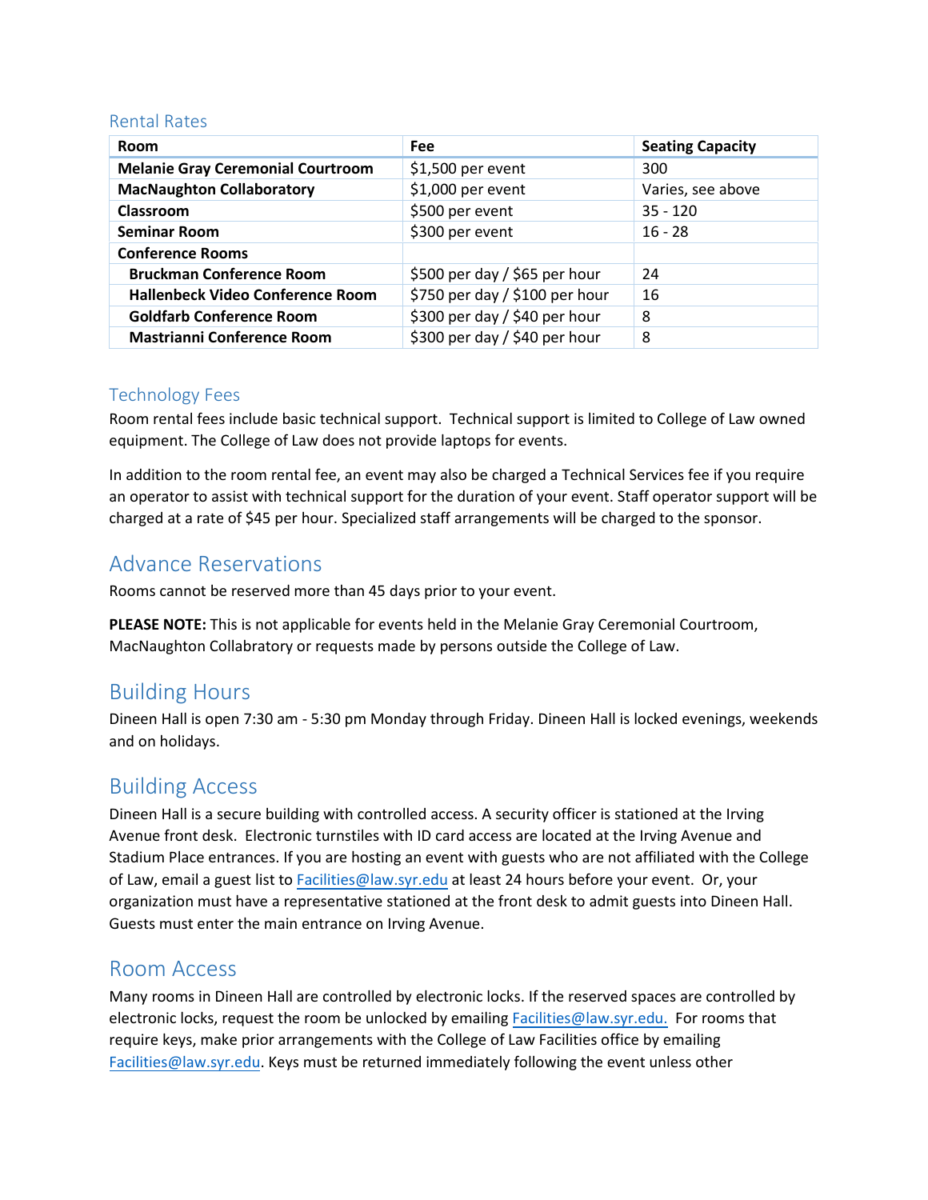## Rental Rates

| Room | Fee | Seating Capacity |
|---|---|---|
| **Melanie Gray Ceremonial Courtroom** | $1,500 per event | 300 |
| **MacNaughton Collaboratory** | $1,000 per event | Varies, see above |
| **Classroom** | $500 per event | 35 - 120 |
| **Seminar Room** | $300 per event | 16 - 28 |
| **Conference Rooms** | | |
| **Bruckman Conference Room** | $500 per day / $65 per hour | 24 |
| **Hallenbeck Video Conference Room** | $750 per day / $100 per hour | 16 |
| **Goldfarb Conference Room** | $300 per day / $40 per hour | 8 |
| **Mastrianni Conference Room** | $300 per day / $40 per hour | 8 |

## Technology Fees

Room rental fees include basic technical support. Technical support is limited to College of Law owned equipment. The College of Law does not provide laptops for events.

In addition to the room rental fee, an event may also be charged a Technical Services fee if you require an operator to assist with technical support for the duration of your event. Staff operator support will be charged at a rate of $45 per hour. Specialized staff arrangements will be charged to the sponsor.

# Advance Reservations

Rooms cannot be reserved more than 45 days prior to your event.

**PLEASE NOTE:** This is not applicable for events held in the Melanie Gray Ceremonial Courtroom, MacNaughton Collabratory or requests made by persons outside the College of Law.

# Building Hours

Dineen Hall is open 7:30 am - 5:30 pm Monday through Friday. Dineen Hall is locked evenings, weekends and on holidays.

# Building Access

Dineen Hall is a secure building with controlled access. A security officer is stationed at the Irving Avenue front desk. Electronic turnstiles with ID card access are located at the Irving Avenue and Stadium Place entrances. If you are hosting an event with guests who are not affiliated with the College of Law, email a guest list to Facilities@law.syr.edu at least 24 hours before your event. Or, your organization must have a representative stationed at the front desk to admit guests into Dineen Hall. Guests must enter the main entrance on Irving Avenue.

# Room Access

Many rooms in Dineen Hall are controlled by electronic locks. If the reserved spaces are controlled by electronic locks, request the room be unlocked by emailing Facilities@law.syr.edu. For rooms that require keys, make prior arrangements with the College of Law Facilities office by emailing Facilities@law.syr.edu. Keys must be returned immediately following the event unless other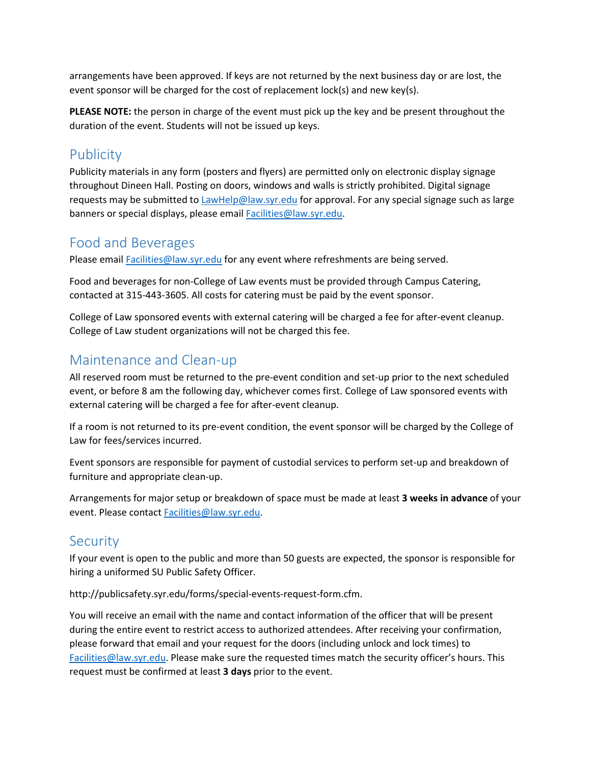arrangements have been approved. If keys are not returned by the next business day or are lost, the event sponsor will be charged for the cost of replacement lock(s) and new key(s).

**PLEASE NOTE:** the person in charge of the event must pick up the key and be present throughout the duration of the event. Students will not be issued up keys.

## Publicity

Publicity materials in any form (posters and flyers) are permitted only on electronic display signage throughout Dineen Hall. Posting on doors, windows and walls is strictly prohibited. Digital signage requests may be submitted to LawHelp@law.syr.edu for approval. For any special signage such as large banners or special displays, please email Facilities@law.syr.edu.

## Food and Beverages

Please email Facilities@law.syr.edu for any event where refreshments are being served.

Food and beverages for non-College of Law events must be provided through Campus Catering, contacted at 315-443-3605. All costs for catering must be paid by the event sponsor.

College of Law sponsored events with external catering will be charged a fee for after-event cleanup. College of Law student organizations will not be charged this fee.

## Maintenance and Clean-up

All reserved room must be returned to the pre-event condition and set-up prior to the next scheduled event, or before 8 am the following day, whichever comes first. College of Law sponsored events with external catering will be charged a fee for after-event cleanup.

If a room is not returned to its pre-event condition, the event sponsor will be charged by the College of Law for fees/services incurred.

Event sponsors are responsible for payment of custodial services to perform set-up and breakdown of furniture and appropriate clean-up.

Arrangements for major setup or breakdown of space must be made at least **3 weeks in advance** of your event. Please contact Facilities@law.syr.edu.

## Security

If your event is open to the public and more than 50 guests are expected, the sponsor is responsible for hiring a uniformed SU Public Safety Officer.

http://publicsafety.syr.edu/forms/special-events-request-form.cfm.

You will receive an email with the name and contact information of the officer that will be present during the entire event to restrict access to authorized attendees. After receiving your confirmation, please forward that email and your request for the doors (including unlock and lock times) to Facilities@law.syr.edu. Please make sure the requested times match the security officer's hours. This request must be confirmed at least **3 days** prior to the event.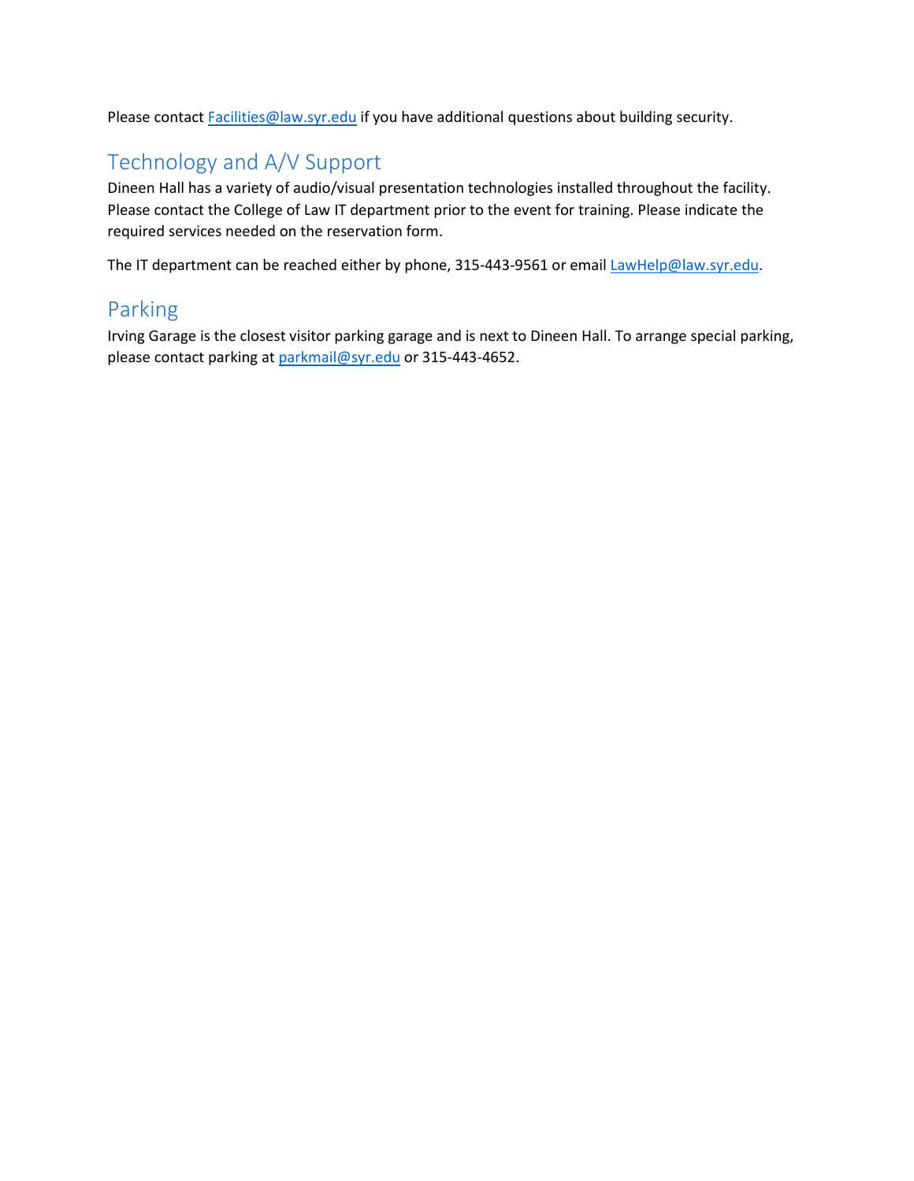Please contact Facilities@law.syr.edu if you have additional questions about building security.

## Technology and A/V Support

Dineen Hall has a variety of audio/visual presentation technologies installed throughout the facility. Please contact the College of Law IT department prior to the event for training. Please indicate the required services needed on the reservation form.

The IT department can be reached either by phone, 315-443-9561 or email LawHelp@law.syr.edu.

## Parking

Irving Garage is the closest visitor parking garage and is next to Dineen Hall. To arrange special parking, please contact parking at parkmail@syr.edu or 315-443-4652.